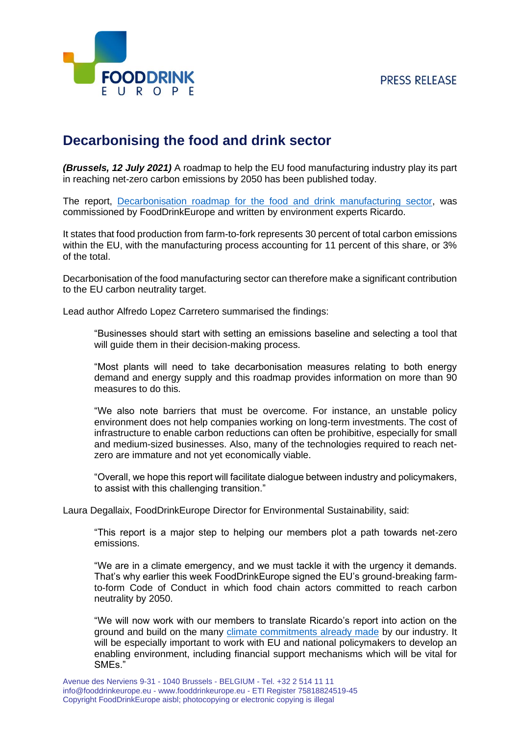PRESS RELEASE

# Decarbonising the food and drink sector

***(Brussels, 12 July 2021)*** A roadmap to help the EU food manufacturing industry play its part in reaching net-zero carbon emissions by 2050 has been published today.

The report, [Decarbonisation roadmap for the food and drink manufacturing sector](), was commissioned by FoodDrinkEurope and written by environment experts Ricardo.

It states that food production from farm-to-fork represents 30 percent of total carbon emissions within the EU, with the manufacturing process accounting for 11 percent of this share, or 3% of the total.

Decarbonisation of the food manufacturing sector can therefore make a significant contribution to the EU carbon neutrality target.

Lead author Alfredo Lopez Carretero summarised the findings:

> "Businesses should start with setting an emissions baseline and selecting a tool that will guide them in their decision-making process.
>
> "Most plants will need to take decarbonisation measures relating to both energy demand and energy supply and this roadmap provides information on more than 90 measures to do this.
>
> "We also note barriers that must be overcome. For instance, an unstable policy environment does not help companies working on long-term investments. The cost of infrastructure to enable carbon reductions can often be prohibitive, especially for small and medium-sized businesses. Also, many of the technologies required to reach net-zero are immature and not yet economically viable.
>
> "Overall, we hope this report will facilitate dialogue between industry and policymakers, to assist with this challenging transition."

Laura Degallaix, FoodDrinkEurope Director for Environmental Sustainability, said:

> "This report is a major step to helping our members plot a path towards net-zero emissions.
>
> "We are in a climate emergency, and we must tackle it with the urgency it demands. That's why earlier this week FoodDrinkEurope signed the EU's ground-breaking farm-to-form Code of Conduct in which food chain actors committed to reach carbon neutrality by 2050.
>
> "We will now work with our members to translate Ricardo's report into action on the ground and build on the many [climate commitments already made]() by our industry. It will be especially important to work with EU and national policymakers to develop an enabling environment, including financial support mechanisms which will be vital for SMEs."

Avenue des Nerviens 9-31 - 1040 Brussels - BELGIUM - Tel. +32 2 514 11 11
info@fooddrinkeurope.eu - www.fooddrinkeurope.eu - ETI Register 75818824519-45
Copyright FoodDrinkEurope aisbl; photocopying or electronic copying is illegal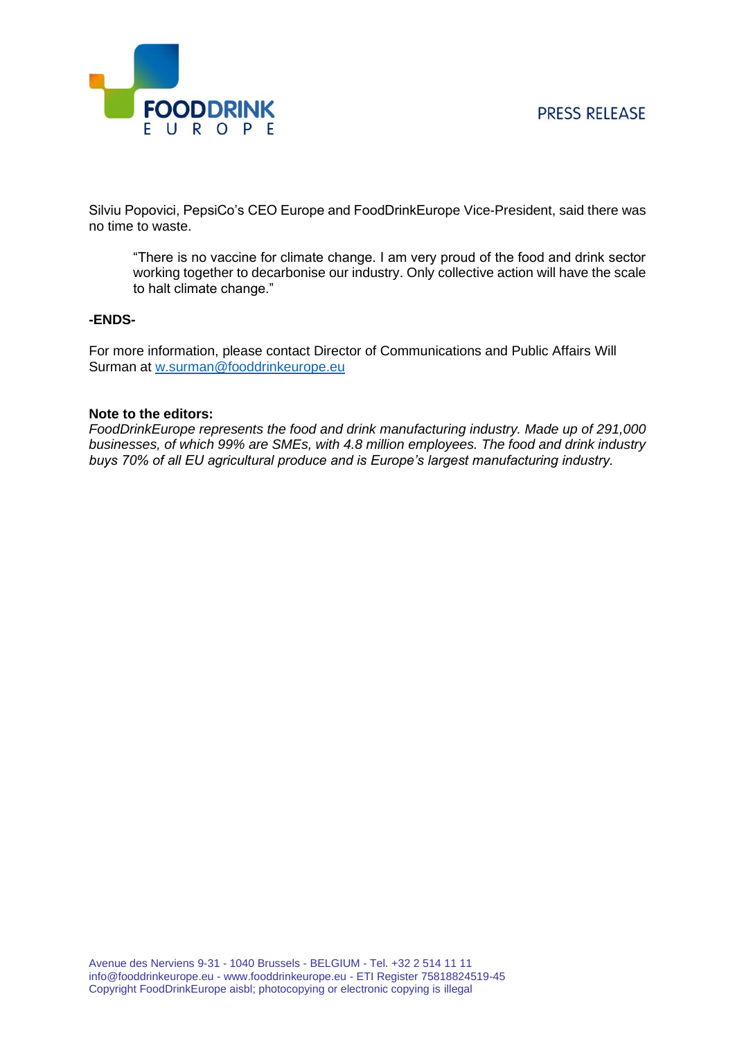Silviu Popovici, PepsiCo's CEO Europe and FoodDrinkEurope Vice-President, said there was no time to waste.

> "There is no vaccine for climate change. I am very proud of the food and drink sector working together to decarbonise our industry. Only collective action will have the scale to halt climate change."

**-ENDS-**

For more information, please contact Director of Communications and Public Affairs Will Surman at w.surman@fooddrinkeurope.eu

**Note to the editors:**
*FoodDrinkEurope represents the food and drink manufacturing industry. Made up of 291,000 businesses, of which 99% are SMEs, with 4.8 million employees. The food and drink industry buys 70% of all EU agricultural produce and is Europe's largest manufacturing industry.*